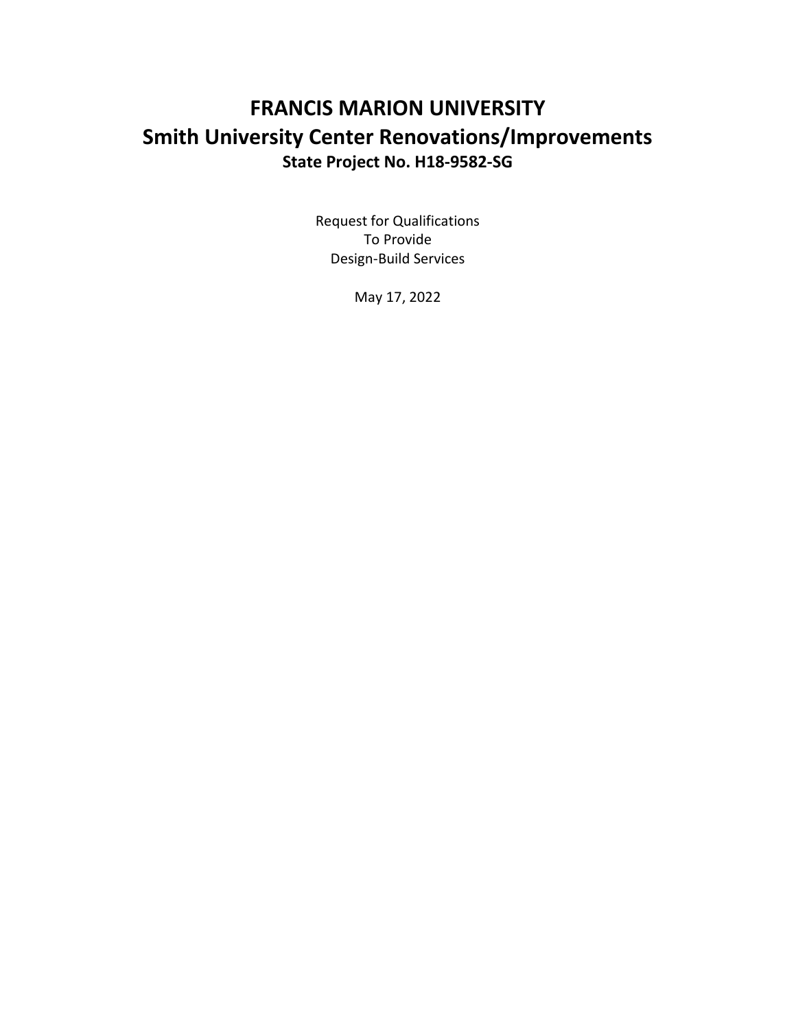# FRANCIS MARION UNIVERSITY

## Smith University Center Renovations/Improvements

### State Project No. H18-9582-SG

Request for Qualifications
To Provide
Design-Build Services

May 17, 2022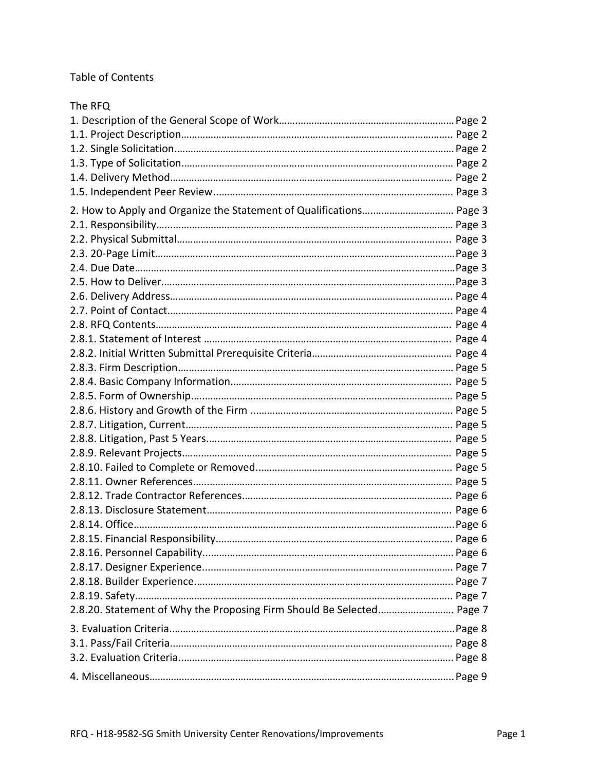Table of Contents

The RFQ

1. Description of the General Scope of Work……………………………………………………… Page 2
1.1. Project Description…………………………………………………………………………………… Page 2
1.2. Single Solicitation…………………………………………………………………………………… Page 2
1.3. Type of Solicitation…………………………………………………………………………………… Page 2
1.4. Delivery Method……………………………………………………………………………………… Page 2
1.5. Independent Peer Review…………………………………………………………………………… Page 3

2. How to Apply and Organize the Statement of Qualifications…………………………… Page 3
2.1. Responsibility…………………………………………………………………………………………… Page 3
2.2. Physical Submittal…………………………………………………………………………………… Page 3
2.3. 20-Page Limit…………………………………………………………………………………………… Page 3
2.4. Due Date………………………………………………………………………………………………… Page 3
2.5. How to Deliver………………………………………………………………………………………… Page 3
2.6. Delivery Address……………………………………………………………………………………… Page 4
2.7. Point of Contact………………………………………………………………………………………… Page 4
2.8. RFQ Contents…………………………………………………………………………………………… Page 4
2.8.1. Statement of Interest ……………………………………………………………………………… Page 4
2.8.2. Initial Written Submittal Prerequisite Criteria……………………………………………… Page 4
2.8.3. Firm Description……………………………………………………………………………………… Page 5
2.8.4. Basic Company Information……………………………………………………………………… Page 5
2.8.5. Form of Ownership…………………………………………………………………………………… Page 5
2.8.6. History and Growth of the Firm ………………………………………………………………… Page 5
2.8.7. Litigation, Current…………………………………………………………………………………… Page 5
2.8.8. Litigation, Past 5 Years……………………………………………………………………………… Page 5
2.8.9. Relevant Projects……………………………………………………………………………………… Page 5
2.8.10. Failed to Complete or Removed………………………………………………………………… Page 5
2.8.11. Owner References…………………………………………………………………………………… Page 5
2.8.12. Trade Contractor References……………………………………………………………………… Page 6
2.8.13. Disclosure Statement………………………………………………………………………………… Page 6
2.8.14. Office……………………………………………………………………………………………………… Page 6
2.8.15. Financial Responsibility…………………………………………………………………………… Page 6
2.8.16. Personnel Capability………………………………………………………………………………… Page 6
2.8.17. Designer Experience………………………………………………………………………………… Page 7
2.8.18. Builder Experience…………………………………………………………………………………… Page 7
2.8.19. Safety……………………………………………………………………………………………………… Page 7
2.8.20. Statement of Why the Proposing Firm Should Be Selected……………………… Page 7

3. Evaluation Criteria………………………………………………………………………………………… Page 8
3.1. Pass/Fail Criteria……………………………………………………………………………………… Page 8
3.2. Evaluation Criteria…………………………………………………………………………………… Page 8

4. Miscellaneous………………………………………………………………………………………………… Page 9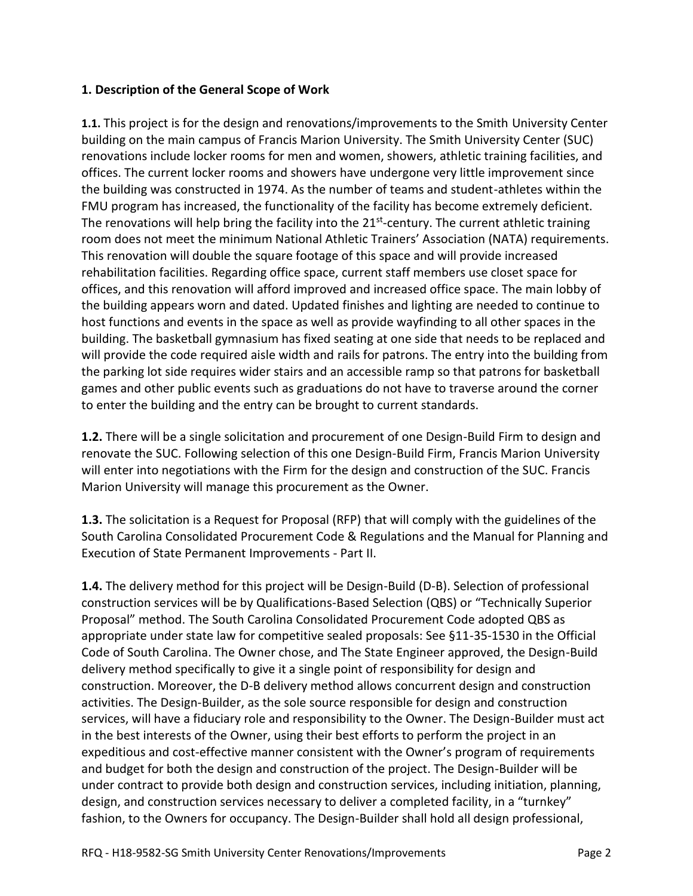## 1. Description of the General Scope of Work

**1.1.** This project is for the design and renovations/improvements to the Smith University Center building on the main campus of Francis Marion University. The Smith University Center (SUC) renovations include locker rooms for men and women, showers, athletic training facilities, and offices. The current locker rooms and showers have undergone very little improvement since the building was constructed in 1974. As the number of teams and student-athletes within the FMU program has increased, the functionality of the facility has become extremely deficient. The renovations will help bring the facility into the 21st-century. The current athletic training room does not meet the minimum National Athletic Trainers' Association (NATA) requirements. This renovation will double the square footage of this space and will provide increased rehabilitation facilities. Regarding office space, current staff members use closet space for offices, and this renovation will afford improved and increased office space. The main lobby of the building appears worn and dated. Updated finishes and lighting are needed to continue to host functions and events in the space as well as provide wayfinding to all other spaces in the building. The basketball gymnasium has fixed seating at one side that needs to be replaced and will provide the code required aisle width and rails for patrons. The entry into the building from the parking lot side requires wider stairs and an accessible ramp so that patrons for basketball games and other public events such as graduations do not have to traverse around the corner to enter the building and the entry can be brought to current standards.

**1.2.** There will be a single solicitation and procurement of one Design-Build Firm to design and renovate the SUC. Following selection of this one Design-Build Firm, Francis Marion University will enter into negotiations with the Firm for the design and construction of the SUC. Francis Marion University will manage this procurement as the Owner.

**1.3.** The solicitation is a Request for Proposal (RFP) that will comply with the guidelines of the South Carolina Consolidated Procurement Code & Regulations and the Manual for Planning and Execution of State Permanent Improvements - Part II.

**1.4.** The delivery method for this project will be Design-Build (D-B). Selection of professional construction services will be by Qualifications-Based Selection (QBS) or "Technically Superior Proposal" method. The South Carolina Consolidated Procurement Code adopted QBS as appropriate under state law for competitive sealed proposals: See §11-35-1530 in the Official Code of South Carolina. The Owner chose, and The State Engineer approved, the Design-Build delivery method specifically to give it a single point of responsibility for design and construction. Moreover, the D-B delivery method allows concurrent design and construction activities. The Design-Builder, as the sole source responsible for design and construction services, will have a fiduciary role and responsibility to the Owner. The Design-Builder must act in the best interests of the Owner, using their best efforts to perform the project in an expeditious and cost-effective manner consistent with the Owner's program of requirements and budget for both the design and construction of the project. The Design-Builder will be under contract to provide both design and construction services, including initiation, planning, design, and construction services necessary to deliver a completed facility, in a "turnkey" fashion, to the Owners for occupancy. The Design-Builder shall hold all design professional,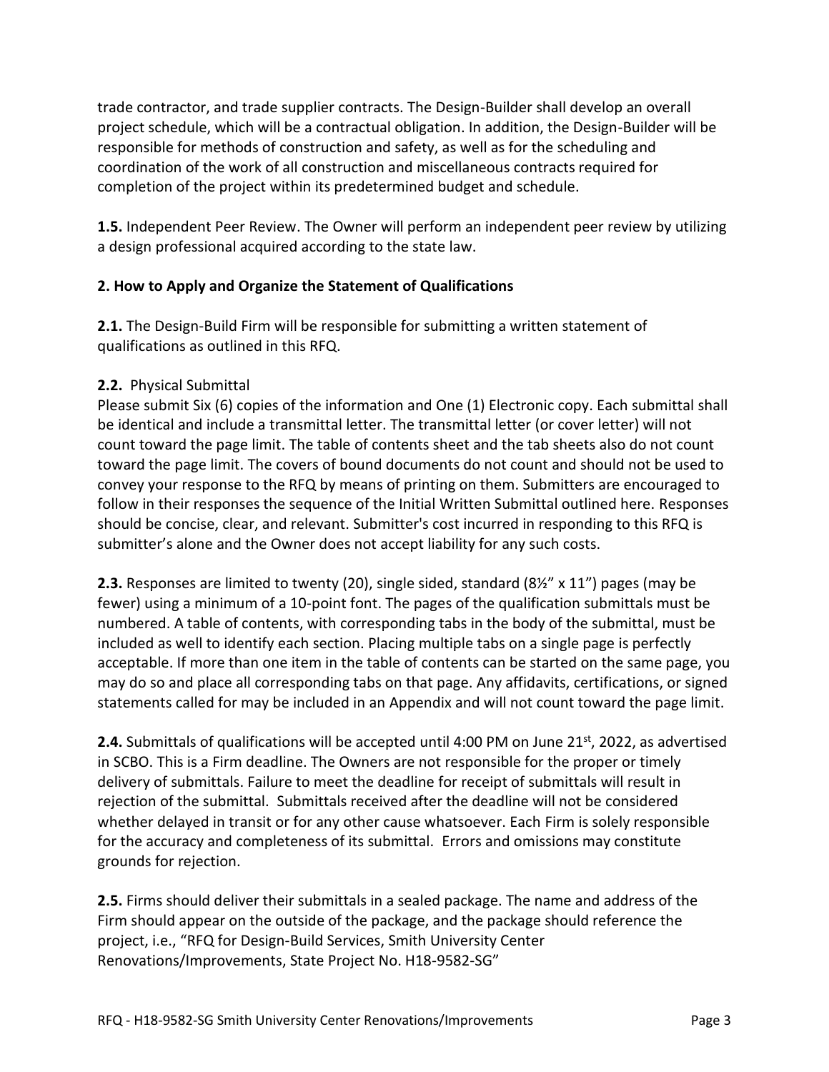trade contractor, and trade supplier contracts. The Design-Builder shall develop an overall project schedule, which will be a contractual obligation. In addition, the Design-Builder will be responsible for methods of construction and safety, as well as for the scheduling and coordination of the work of all construction and miscellaneous contracts required for completion of the project within its predetermined budget and schedule.

**1.5.** Independent Peer Review. The Owner will perform an independent peer review by utilizing a design professional acquired according to the state law.

## 2. How to Apply and Organize the Statement of Qualifications

**2.1.** The Design-Build Firm will be responsible for submitting a written statement of qualifications as outlined in this RFQ.

**2.2.** Physical Submittal
Please submit Six (6) copies of the information and One (1) Electronic copy. Each submittal shall be identical and include a transmittal letter. The transmittal letter (or cover letter) will not count toward the page limit. The table of contents sheet and the tab sheets also do not count toward the page limit. The covers of bound documents do not count and should not be used to convey your response to the RFQ by means of printing on them. Submitters are encouraged to follow in their responses the sequence of the Initial Written Submittal outlined here. Responses should be concise, clear, and relevant. Submitter's cost incurred in responding to this RFQ is submitter's alone and the Owner does not accept liability for any such costs.

**2.3.** Responses are limited to twenty (20), single sided, standard (8½" x 11") pages (may be fewer) using a minimum of a 10-point font. The pages of the qualification submittals must be numbered. A table of contents, with corresponding tabs in the body of the submittal, must be included as well to identify each section. Placing multiple tabs on a single page is perfectly acceptable. If more than one item in the table of contents can be started on the same page, you may do so and place all corresponding tabs on that page. Any affidavits, certifications, or signed statements called for may be included in an Appendix and will not count toward the page limit.

**2.4.** Submittals of qualifications will be accepted until 4:00 PM on June 21st, 2022, as advertised in SCBO. This is a Firm deadline. The Owners are not responsible for the proper or timely delivery of submittals. Failure to meet the deadline for receipt of submittals will result in rejection of the submittal. Submittals received after the deadline will not be considered whether delayed in transit or for any other cause whatsoever. Each Firm is solely responsible for the accuracy and completeness of its submittal. Errors and omissions may constitute grounds for rejection.

**2.5.** Firms should deliver their submittals in a sealed package. The name and address of the Firm should appear on the outside of the package, and the package should reference the project, i.e., "RFQ for Design-Build Services, Smith University Center Renovations/Improvements, State Project No. H18-9582-SG"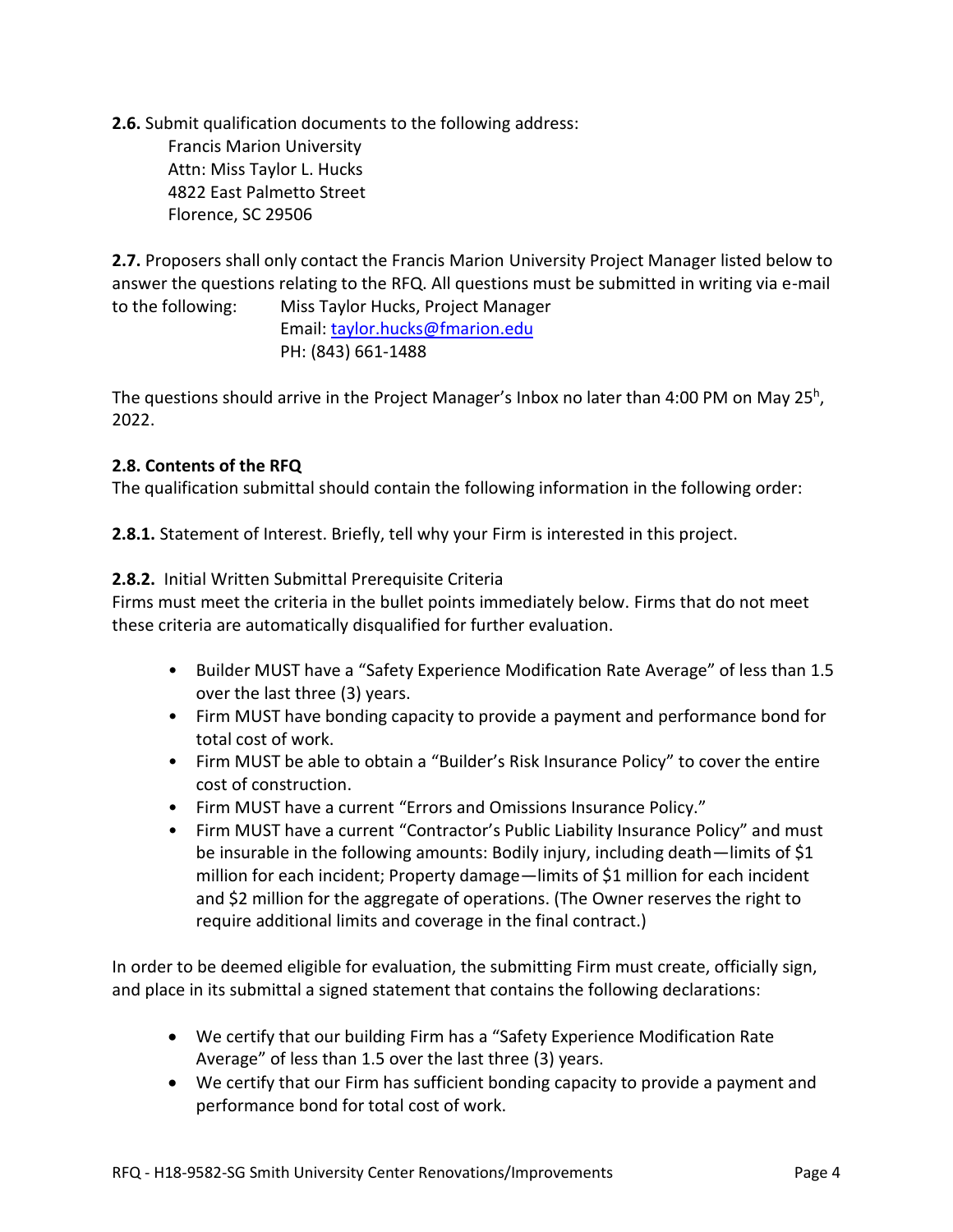**2.6.** Submit qualification documents to the following address:

Francis Marion University
Attn: Miss Taylor L. Hucks
4822 East Palmetto Street
Florence, SC 29506

**2.7.** Proposers shall only contact the Francis Marion University Project Manager listed below to answer the questions relating to the RFQ. All questions must be submitted in writing via e-mail to the following: Miss Taylor Hucks, Project Manager
Email: taylor.hucks@fmarion.edu
PH: (843) 661-1488

The questions should arrive in the Project Manager's Inbox no later than 4:00 PM on May 25h, 2022.

**2.8. Contents of the RFQ**

The qualification submittal should contain the following information in the following order:

**2.8.1.** Statement of Interest. Briefly, tell why your Firm is interested in this project.

**2.8.2.** Initial Written Submittal Prerequisite Criteria

Firms must meet the criteria in the bullet points immediately below. Firms that do not meet these criteria are automatically disqualified for further evaluation.

- Builder MUST have a "Safety Experience Modification Rate Average" of less than 1.5 over the last three (3) years.
- Firm MUST have bonding capacity to provide a payment and performance bond for total cost of work.
- Firm MUST be able to obtain a "Builder's Risk Insurance Policy" to cover the entire cost of construction.
- Firm MUST have a current "Errors and Omissions Insurance Policy."
- Firm MUST have a current "Contractor's Public Liability Insurance Policy" and must be insurable in the following amounts: Bodily injury, including death—limits of $1 million for each incident; Property damage—limits of $1 million for each incident and $2 million for the aggregate of operations. (The Owner reserves the right to require additional limits and coverage in the final contract.)

In order to be deemed eligible for evaluation, the submitting Firm must create, officially sign, and place in its submittal a signed statement that contains the following declarations:

- We certify that our building Firm has a "Safety Experience Modification Rate Average" of less than 1.5 over the last three (3) years.
- We certify that our Firm has sufficient bonding capacity to provide a payment and performance bond for total cost of work.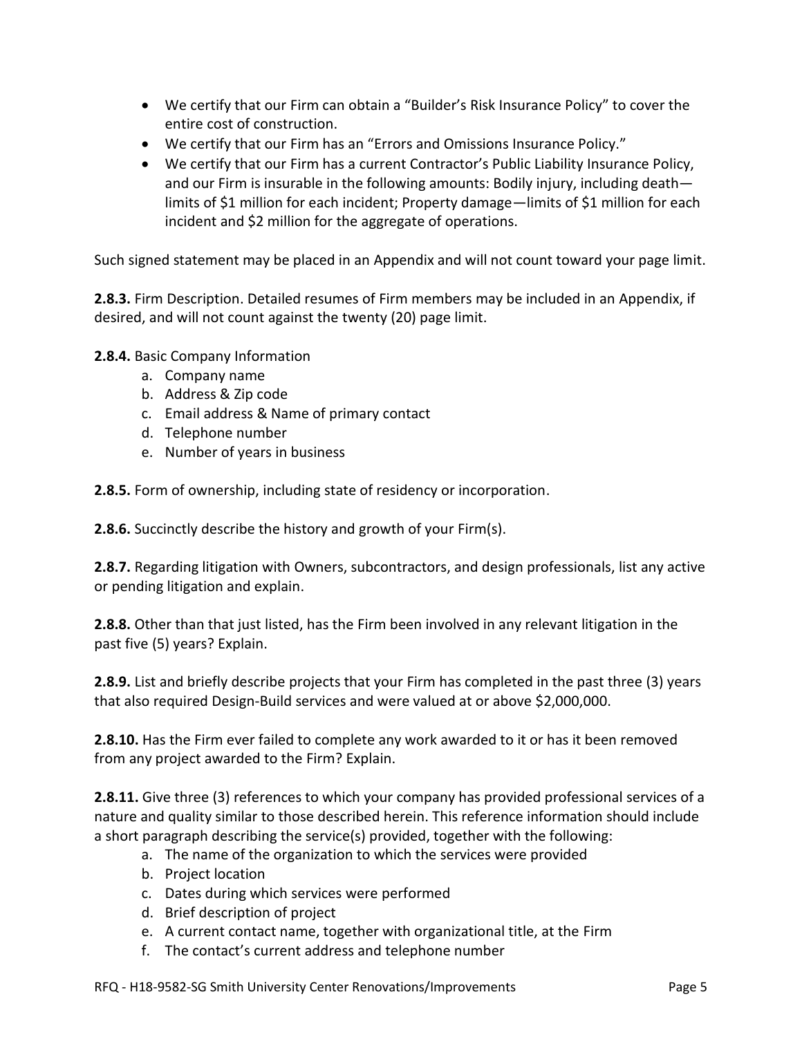- We certify that our Firm can obtain a “Builder’s Risk Insurance Policy” to cover the entire cost of construction.
- We certify that our Firm has an “Errors and Omissions Insurance Policy.”
- We certify that our Firm has a current Contractor’s Public Liability Insurance Policy, and our Firm is insurable in the following amounts: Bodily injury, including death—limits of $1 million for each incident; Property damage—limits of $1 million for each incident and $2 million for the aggregate of operations.

Such signed statement may be placed in an Appendix and will not count toward your page limit.

**2.8.3.** Firm Description. Detailed resumes of Firm members may be included in an Appendix, if desired, and will not count against the twenty (20) page limit.

**2.8.4.** Basic Company Information

a. Company name
b. Address & Zip code
c. Email address & Name of primary contact
d. Telephone number
e. Number of years in business

**2.8.5.** Form of ownership, including state of residency or incorporation.

**2.8.6.** Succinctly describe the history and growth of your Firm(s).

**2.8.7.** Regarding litigation with Owners, subcontractors, and design professionals, list any active or pending litigation and explain.

**2.8.8.** Other than that just listed, has the Firm been involved in any relevant litigation in the past five (5) years? Explain.

**2.8.9.** List and briefly describe projects that your Firm has completed in the past three (3) years that also required Design-Build services and were valued at or above $2,000,000.

**2.8.10.** Has the Firm ever failed to complete any work awarded to it or has it been removed from any project awarded to the Firm? Explain.

**2.8.11.** Give three (3) references to which your company has provided professional services of a nature and quality similar to those described herein. This reference information should include a short paragraph describing the service(s) provided, together with the following:

a. The name of the organization to which the services were provided
b. Project location
c. Dates during which services were performed
d. Brief description of project
e. A current contact name, together with organizational title, at the Firm
f. The contact’s current address and telephone number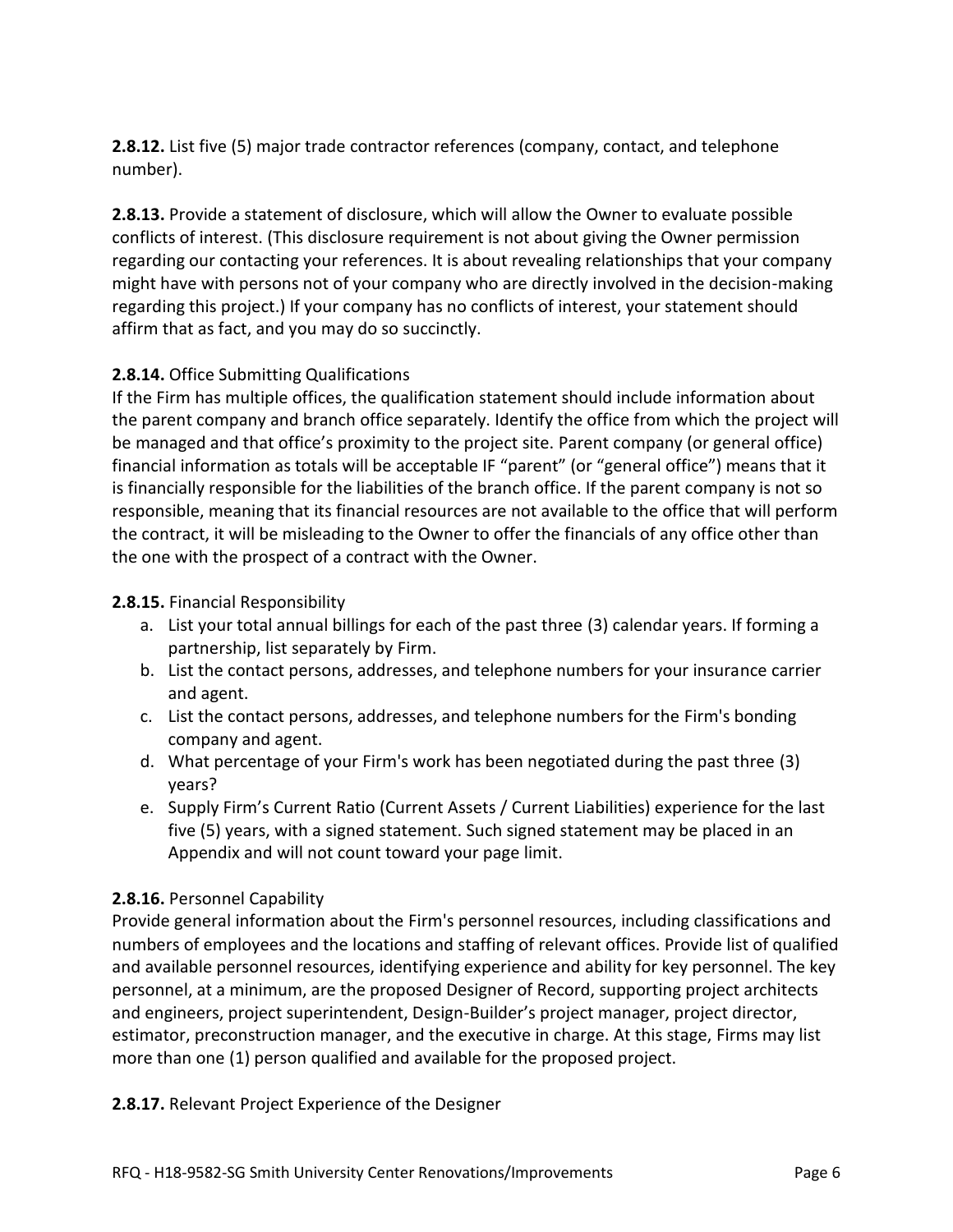**2.8.12.** List five (5) major trade contractor references (company, contact, and telephone number).

**2.8.13.** Provide a statement of disclosure, which will allow the Owner to evaluate possible conflicts of interest. (This disclosure requirement is not about giving the Owner permission regarding our contacting your references. It is about revealing relationships that your company might have with persons not of your company who are directly involved in the decision-making regarding this project.) If your company has no conflicts of interest, your statement should affirm that as fact, and you may do so succinctly.

**2.8.14.** Office Submitting Qualifications
If the Firm has multiple offices, the qualification statement should include information about the parent company and branch office separately. Identify the office from which the project will be managed and that office's proximity to the project site. Parent company (or general office) financial information as totals will be acceptable IF "parent" (or "general office") means that it is financially responsible for the liabilities of the branch office. If the parent company is not so responsible, meaning that its financial resources are not available to the office that will perform the contract, it will be misleading to the Owner to offer the financials of any office other than the one with the prospect of a contract with the Owner.

**2.8.15.** Financial Responsibility

a. List your total annual billings for each of the past three (3) calendar years. If forming a partnership, list separately by Firm.
b. List the contact persons, addresses, and telephone numbers for your insurance carrier and agent.
c. List the contact persons, addresses, and telephone numbers for the Firm's bonding company and agent.
d. What percentage of your Firm's work has been negotiated during the past three (3) years?
e. Supply Firm's Current Ratio (Current Assets / Current Liabilities) experience for the last five (5) years, with a signed statement. Such signed statement may be placed in an Appendix and will not count toward your page limit.

**2.8.16.** Personnel Capability
Provide general information about the Firm's personnel resources, including classifications and numbers of employees and the locations and staffing of relevant offices. Provide list of qualified and available personnel resources, identifying experience and ability for key personnel. The key personnel, at a minimum, are the proposed Designer of Record, supporting project architects and engineers, project superintendent, Design-Builder's project manager, project director, estimator, preconstruction manager, and the executive in charge. At this stage, Firms may list more than one (1) person qualified and available for the proposed project.

**2.8.17.** Relevant Project Experience of the Designer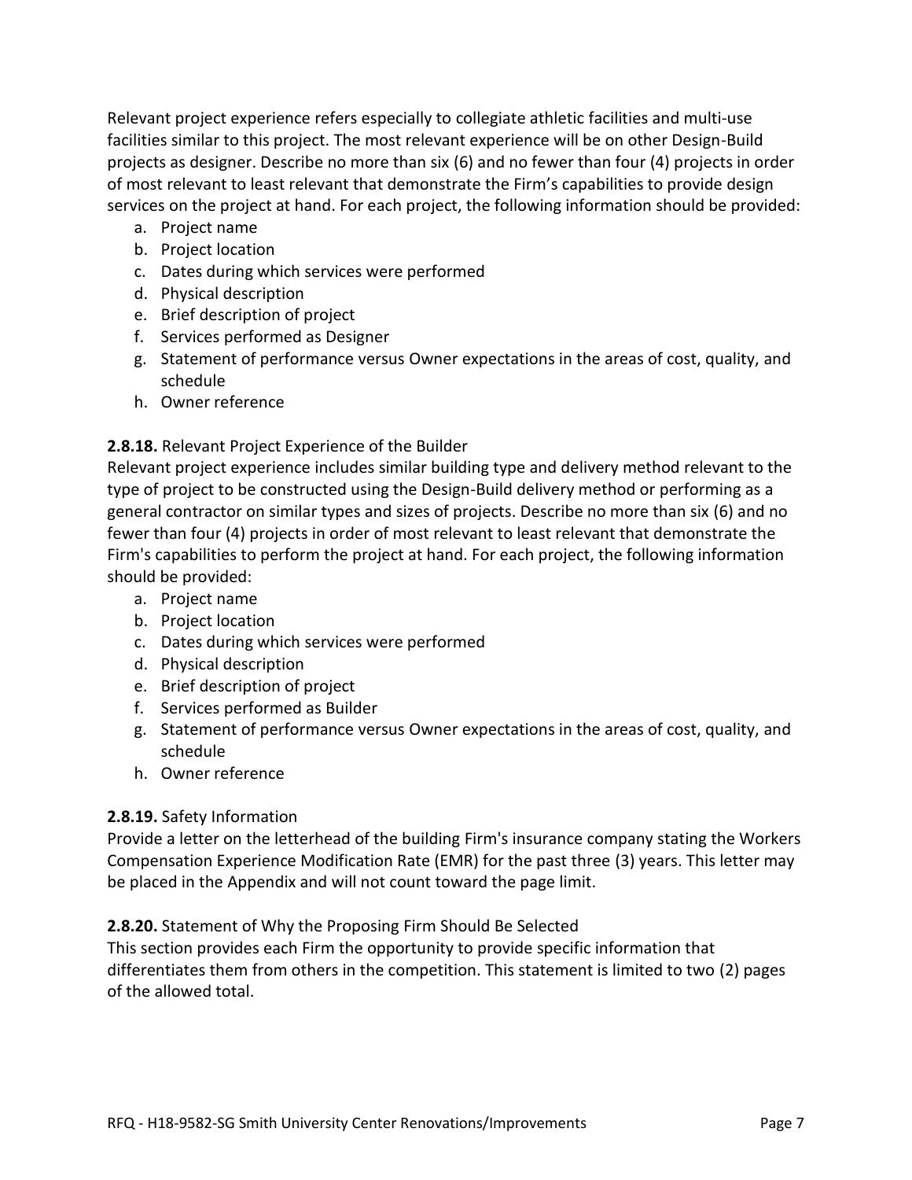Relevant project experience refers especially to collegiate athletic facilities and multi-use facilities similar to this project. The most relevant experience will be on other Design-Build projects as designer. Describe no more than six (6) and no fewer than four (4) projects in order of most relevant to least relevant that demonstrate the Firm's capabilities to provide design services on the project at hand. For each project, the following information should be provided:

a. Project name
b. Project location
c. Dates during which services were performed
d. Physical description
e. Brief description of project
f. Services performed as Designer
g. Statement of performance versus Owner expectations in the areas of cost, quality, and schedule
h. Owner reference

**2.8.18.** Relevant Project Experience of the Builder

Relevant project experience includes similar building type and delivery method relevant to the type of project to be constructed using the Design-Build delivery method or performing as a general contractor on similar types and sizes of projects. Describe no more than six (6) and no fewer than four (4) projects in order of most relevant to least relevant that demonstrate the Firm's capabilities to perform the project at hand. For each project, the following information should be provided:

a. Project name
b. Project location
c. Dates during which services were performed
d. Physical description
e. Brief description of project
f. Services performed as Builder
g. Statement of performance versus Owner expectations in the areas of cost, quality, and schedule
h. Owner reference

**2.8.19.** Safety Information

Provide a letter on the letterhead of the building Firm's insurance company stating the Workers Compensation Experience Modification Rate (EMR) for the past three (3) years. This letter may be placed in the Appendix and will not count toward the page limit.

**2.8.20.** Statement of Why the Proposing Firm Should Be Selected

This section provides each Firm the opportunity to provide specific information that differentiates them from others in the competition. This statement is limited to two (2) pages of the allowed total.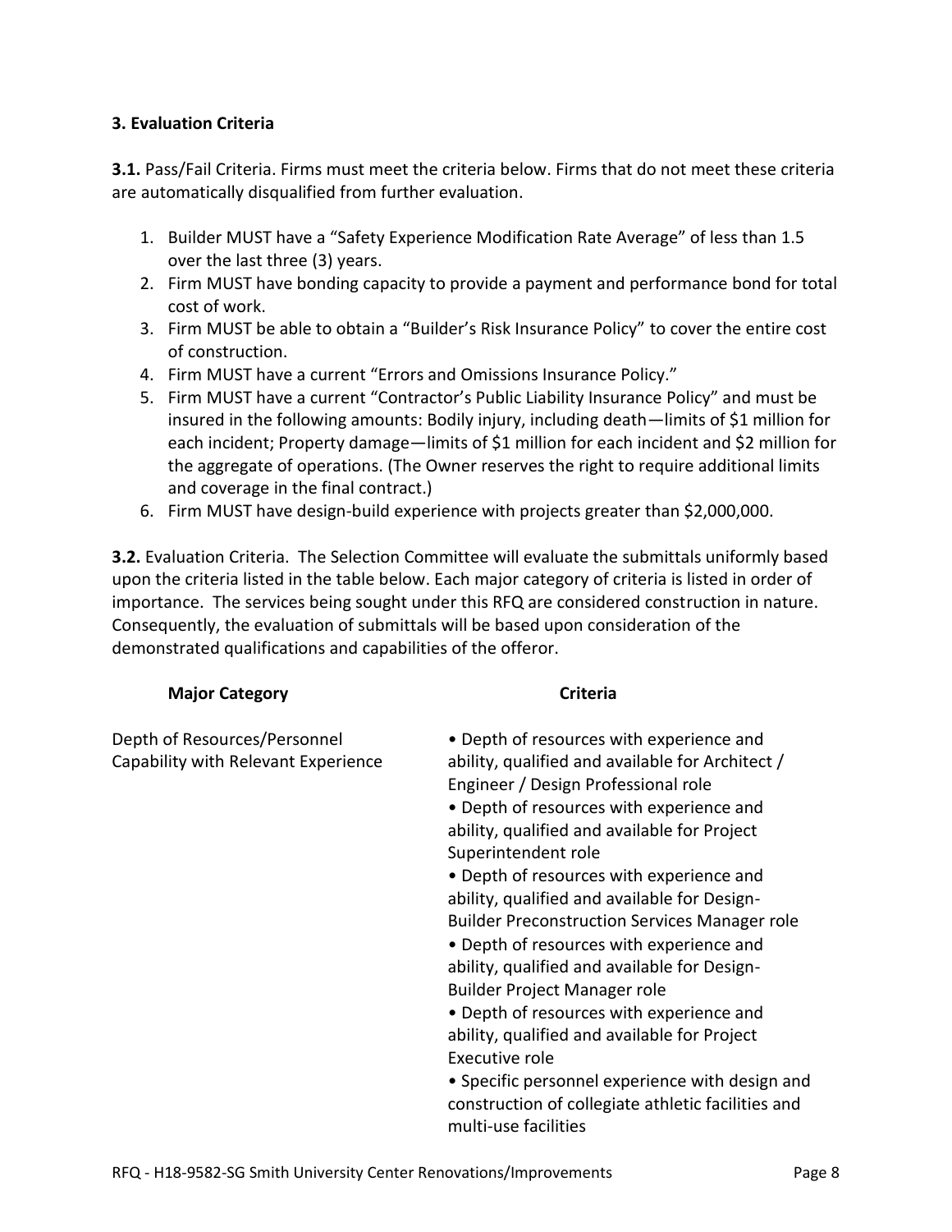### 3. Evaluation Criteria

**3.1.** Pass/Fail Criteria. Firms must meet the criteria below. Firms that do not meet these criteria are automatically disqualified from further evaluation.

1. Builder MUST have a "Safety Experience Modification Rate Average" of less than 1.5 over the last three (3) years.
2. Firm MUST have bonding capacity to provide a payment and performance bond for total cost of work.
3. Firm MUST be able to obtain a "Builder's Risk Insurance Policy" to cover the entire cost of construction.
4. Firm MUST have a current "Errors and Omissions Insurance Policy."
5. Firm MUST have a current "Contractor's Public Liability Insurance Policy" and must be insured in the following amounts: Bodily injury, including death—limits of $1 million for each incident; Property damage—limits of $1 million for each incident and $2 million for the aggregate of operations. (The Owner reserves the right to require additional limits and coverage in the final contract.)
6. Firm MUST have design-build experience with projects greater than $2,000,000.

**3.2.** Evaluation Criteria. The Selection Committee will evaluate the submittals uniformly based upon the criteria listed in the table below. Each major category of criteria is listed in order of importance. The services being sought under this RFQ are considered construction in nature. Consequently, the evaluation of submittals will be based upon consideration of the demonstrated qualifications and capabilities of the offeror.

| Major Category | Criteria |
| --- | --- |
| Depth of Resources/Personnel Capability with Relevant Experience | • Depth of resources with experience and ability, qualified and available for Architect / Engineer / Design Professional role<br>• Depth of resources with experience and ability, qualified and available for Project Superintendent role<br>• Depth of resources with experience and ability, qualified and available for Design-Builder Preconstruction Services Manager role<br>• Depth of resources with experience and ability, qualified and available for Design-Builder Project Manager role<br>• Depth of resources with experience and ability, qualified and available for Project Executive role<br>• Specific personnel experience with design and construction of collegiate athletic facilities and multi-use facilities |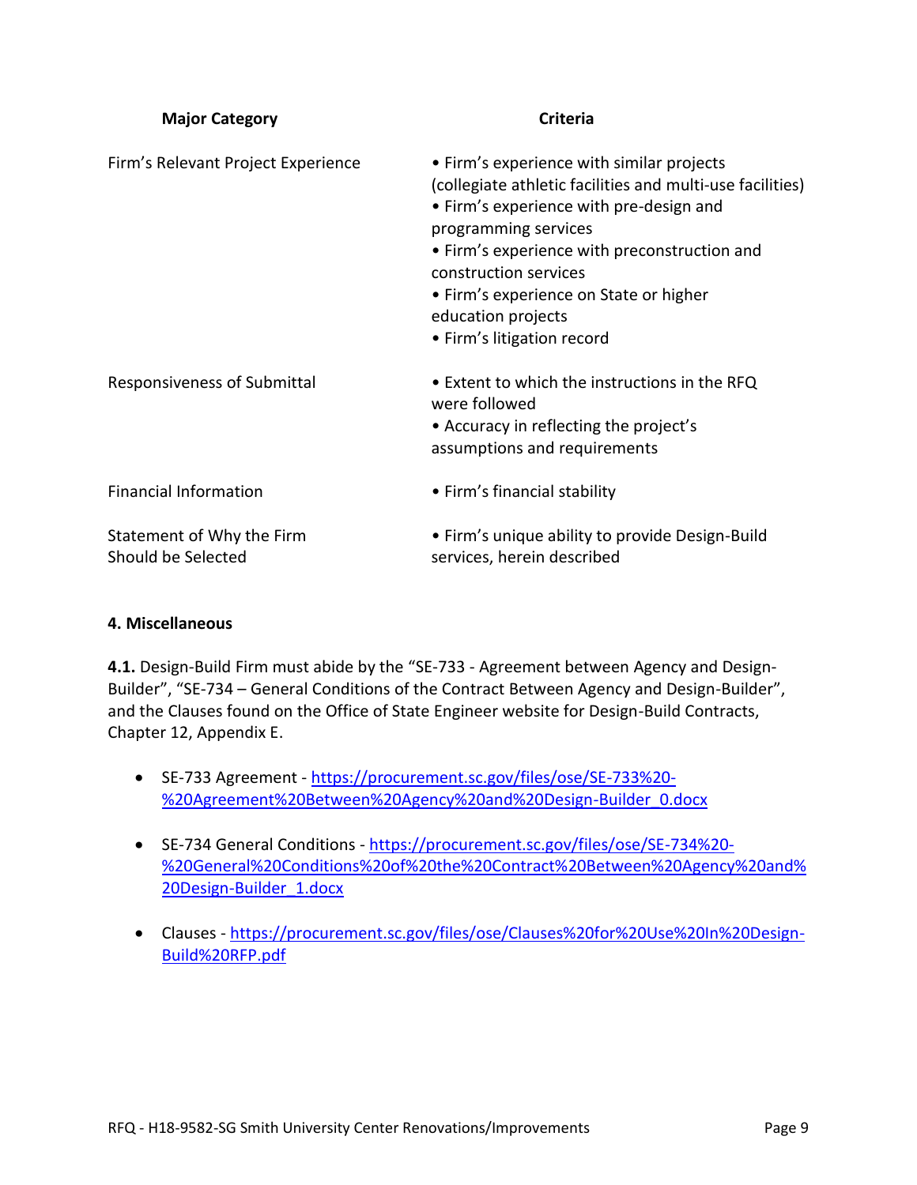| Major Category | Criteria |
|---|---|
| Firm's Relevant Project Experience | • Firm's experience with similar projects (collegiate athletic facilities and multi-use facilities)<br>• Firm's experience with pre-design and programming services<br>• Firm's experience with preconstruction and construction services<br>• Firm's experience on State or higher education projects<br>• Firm's litigation record |
| Responsiveness of Submittal | • Extent to which the instructions in the RFQ were followed<br>• Accuracy in reflecting the project's assumptions and requirements |
| Financial Information | • Firm's financial stability |
| Statement of Why the Firm Should be Selected | • Firm's unique ability to provide Design-Build services, herein described |

**4. Miscellaneous**

**4.1.** Design-Build Firm must abide by the "SE-733 - Agreement between Agency and Design-Builder", "SE-734 – General Conditions of the Contract Between Agency and Design-Builder", and the Clauses found on the Office of State Engineer website for Design-Build Contracts, Chapter 12, Appendix E.

- SE-733 Agreement - https://procurement.sc.gov/files/ose/SE-733%20-%20Agreement%20Between%20Agency%20and%20Design-Builder_0.docx
- SE-734 General Conditions - https://procurement.sc.gov/files/ose/SE-734%20-%20General%20Conditions%20of%20the%20Contract%20Between%20Agency%20and%20Design-Builder_1.docx
- Clauses - https://procurement.sc.gov/files/ose/Clauses%20for%20Use%20In%20Design-Build%20RFP.pdf